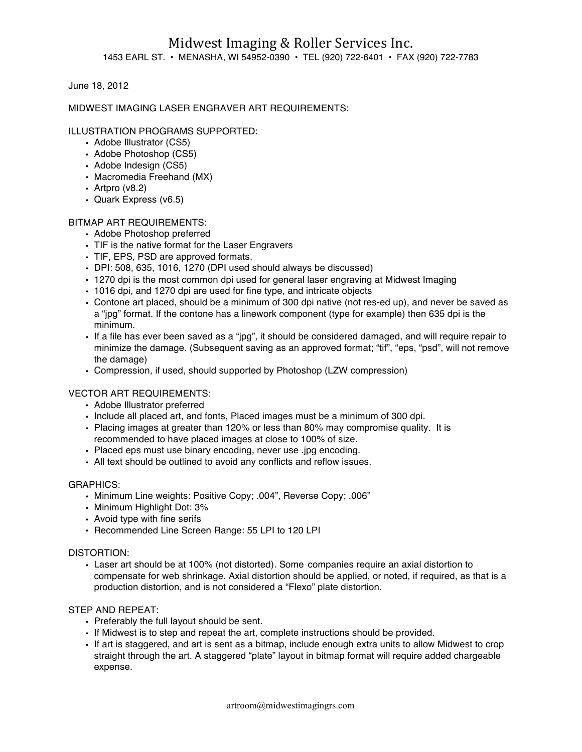# Midwest Imaging & Roller Services Inc.

1453 EARL ST. • MENASHA, WI 54952-0390 • TEL (920) 722-6401 • FAX (920) 722-7783

June 18, 2012

MIDWEST IMAGING LASER ENGRAVER ART REQUIREMENTS:

ILLUSTRATION PROGRAMS SUPPORTED:

- Adobe Illustrator (CS5)
- Adobe Photoshop (CS5)
- Adobe Indesign (CS5)
- Macromedia Freehand (MX)
- Artpro (v8.2)
- Quark Express (v6.5)

BITMAP ART REQUIREMENTS:

- Adobe Photoshop preferred
- TIF is the native format for the Laser Engravers
- TIF, EPS, PSD are approved formats.
- DPI: 508, 635, 1016, 1270 (DPI used should always be discussed)
- 1270 dpi is the most common dpi used for general laser engraving at Midwest Imaging
- 1016 dpi, and 1270 dpi are used for fine type, and intricate objects
- Contone art placed, should be a minimum of 300 dpi native (not res-ed up), and never be saved as a "jpg" format. If the contone has a linework component (type for example) then 635 dpi is the minimum.
- If a file has ever been saved as a "jpg", it should be considered damaged, and will require repair to minimize the damage. (Subsequent saving as an approved format; "tif", "eps, "psd", will not remove the damage)
- Compression, if used, should supported by Photoshop (LZW compression)

VECTOR ART REQUIREMENTS:

- Adobe Illustrator preferred
- Include all placed art, and fonts, Placed images must be a minimum of 300 dpi.
- Placing images at greater than 120% or less than 80% may compromise quality. It is recommended to have placed images at close to 100% of size.
- Placed eps must use binary encoding, never use .jpg encoding.
- All text should be outlined to avoid any conflicts and reflow issues.

GRAPHICS:

- Minimum Line weights: Positive Copy; .004", Reverse Copy; .006"
- Minimum Highlight Dot: 3%
- Avoid type with fine serifs
- Recommended Line Screen Range: 55 LPI to 120 LPI

DISTORTION:

- Laser art should be at 100% (not distorted). Some companies require an axial distortion to compensate for web shrinkage. Axial distortion should be applied, or noted, if required, as that is a production distortion, and is not considered a "Flexo" plate distortion.

STEP AND REPEAT:

- Preferably the full layout should be sent.
- If Midwest is to step and repeat the art, complete instructions should be provided.
- If art is staggered, and art is sent as a bitmap, include enough extra units to allow Midwest to crop straight through the art. A staggered "plate" layout in bitmap format will require added chargeable expense.

artroom@midwestimagingrs.com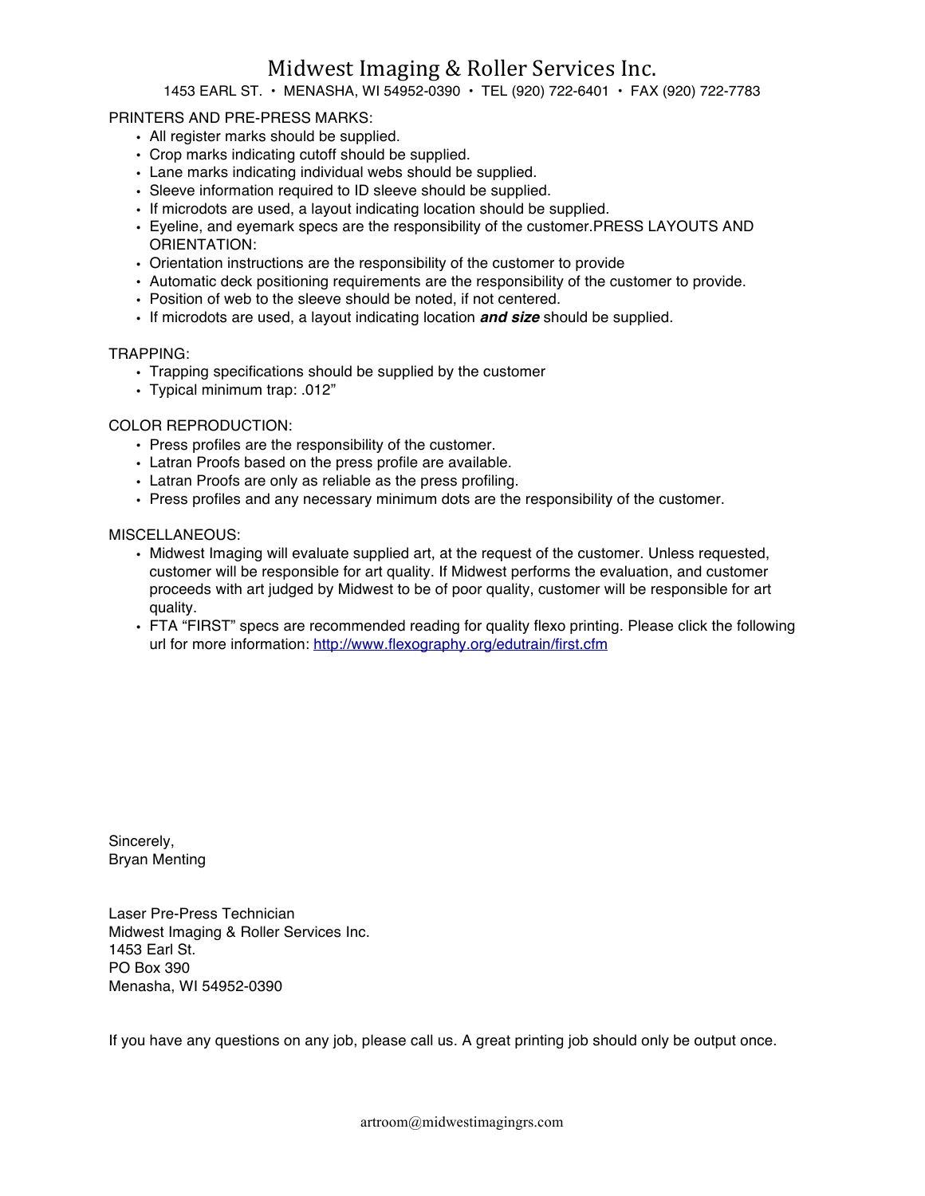# Midwest Imaging & Roller Services Inc.

1453 EARL ST. • MENASHA, WI 54952-0390 • TEL (920) 722-6401 • FAX (920) 722-7783

PRINTERS AND PRE-PRESS MARKS:

- All register marks should be supplied.
- Crop marks indicating cutoff should be supplied.
- Lane marks indicating individual webs should be supplied.
- Sleeve information required to ID sleeve should be supplied.
- If microdots are used, a layout indicating location should be supplied.
- Eyeline, and eyemark specs are the responsibility of the customer.PRESS LAYOUTS AND ORIENTATION:
- Orientation instructions are the responsibility of the customer to provide
- Automatic deck positioning requirements are the responsibility of the customer to provide.
- Position of web to the sleeve should be noted, if not centered.
- If microdots are used, a layout indicating location ***and size*** should be supplied.

TRAPPING:

- Trapping specifications should be supplied by the customer
- Typical minimum trap: .012”

COLOR REPRODUCTION:

- Press profiles are the responsibility of the customer.
- Latran Proofs based on the press profile are available.
- Latran Proofs are only as reliable as the press profiling.
- Press profiles and any necessary minimum dots are the responsibility of the customer.

MISCELLANEOUS:

- Midwest Imaging will evaluate supplied art, at the request of the customer. Unless requested, customer will be responsible for art quality. If Midwest performs the evaluation, and customer proceeds with art judged by Midwest to be of poor quality, customer will be responsible for art quality.
- FTA “FIRST” specs are recommended reading for quality flexo printing. Please click the following url for more information: [http://www.flexography.org/edutrain/first.cfm](http://www.flexography.org/edutrain/first.cfm)

Sincerely,
Bryan Menting

Laser Pre-Press Technician
Midwest Imaging & Roller Services Inc.
1453 Earl St.
PO Box 390
Menasha, WI 54952-0390

If you have any questions on any job, please call us. A great printing job should only be output once.

artroom@midwestimagingrs.com